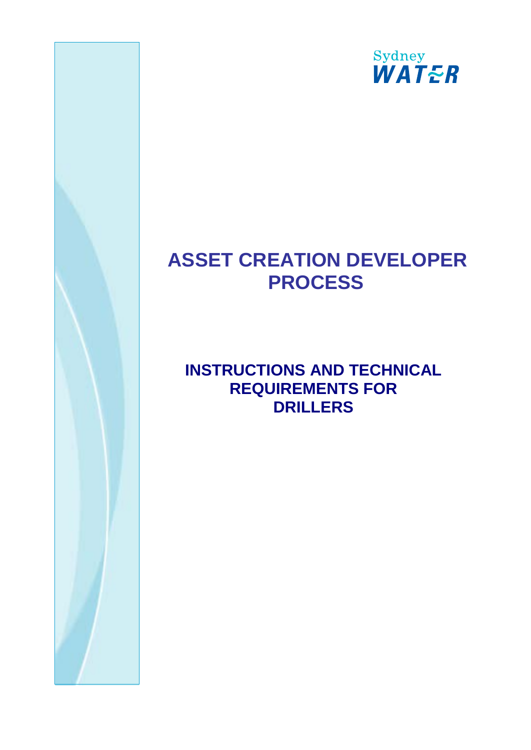Sydney WATER

# ASSET CREATION DEVELOPER PROCESS

## INSTRUCTIONS AND TECHNICAL REQUIREMENTS FOR DRILLERS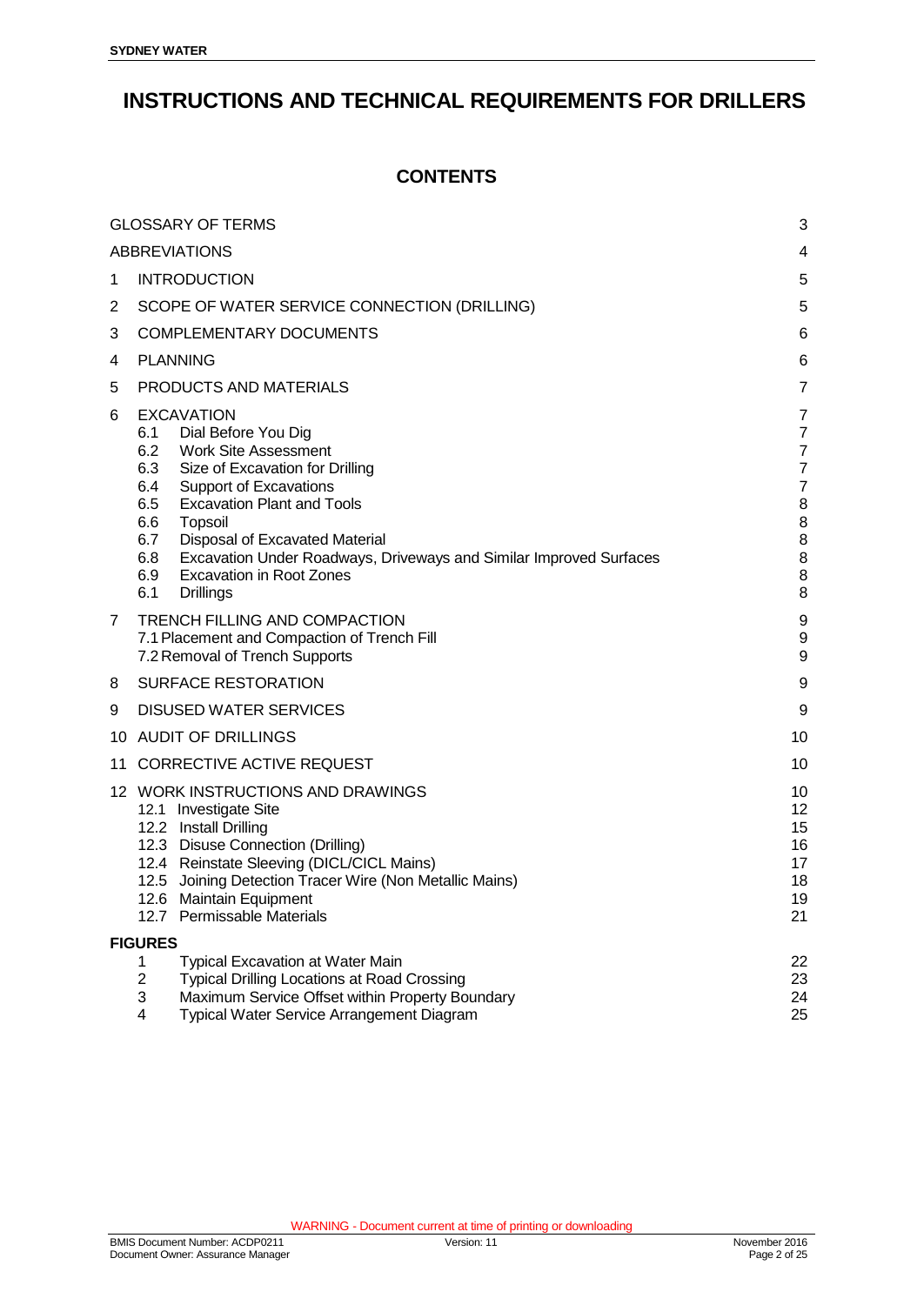# INSTRUCTIONS AND TECHNICAL REQUIREMENTS FOR DRILLERS

## CONTENTS

| | | |
|---|---|---|
| | GLOSSARY OF TERMS | 3 |
| | ABBREVIATIONS | 4 |
| 1 | INTRODUCTION | 5 |
| 2 | SCOPE OF WATER SERVICE CONNECTION (DRILLING) | 5 |
| 3 | COMPLEMENTARY DOCUMENTS | 6 |
| 4 | PLANNING | 6 |
| 5 | PRODUCTS AND MATERIALS | 7 |
| 6 | EXCAVATION | 7 |
| | 6.1 Dial Before You Dig | 7 |
| | 6.2 Work Site Assessment | 7 |
| | 6.3 Size of Excavation for Drilling | 7 |
| | 6.4 Support of Excavations | 7 |
| | 6.5 Excavation Plant and Tools | 8 |
| | 6.6 Topsoil | 8 |
| | 6.7 Disposal of Excavated Material | 8 |
| | 6.8 Excavation Under Roadways, Driveways and Similar Improved Surfaces | 8 |
| | 6.9 Excavation in Root Zones | 8 |
| | 6.1 Drillings | 8 |
| 7 | TRENCH FILLING AND COMPACTION | 9 |
| | 7.1 Placement and Compaction of Trench Fill | 9 |
| | 7.2 Removal of Trench Supports | 9 |
| 8 | SURFACE RESTORATION | 9 |
| 9 | DISUSED WATER SERVICES | 9 |
| 10 | AUDIT OF DRILLINGS | 10 |
| 11 | CORRECTIVE ACTIVE REQUEST | 10 |
| 12 | WORK INSTRUCTIONS AND DRAWINGS | 10 |
| | 12.1 Investigate Site | 12 |
| | 12.2 Install Drilling | 15 |
| | 12.3 Disuse Connection (Drilling) | 16 |
| | 12.4 Reinstate Sleeving (DICL/CICL Mains) | 17 |
| | 12.5 Joining Detection Tracer Wire (Non Metallic Mains) | 18 |
| | 12.6 Maintain Equipment | 19 |
| | 12.7 Permissable Materials | 21 |

**FIGURES**

| | | |
|---|---|---|
| 1 | Typical Excavation at Water Main | 22 |
| 2 | Typical Drilling Locations at Road Crossing | 23 |
| 3 | Maximum Service Offset within Property Boundary | 24 |
| 4 | Typical Water Service Arrangement Diagram | 25 |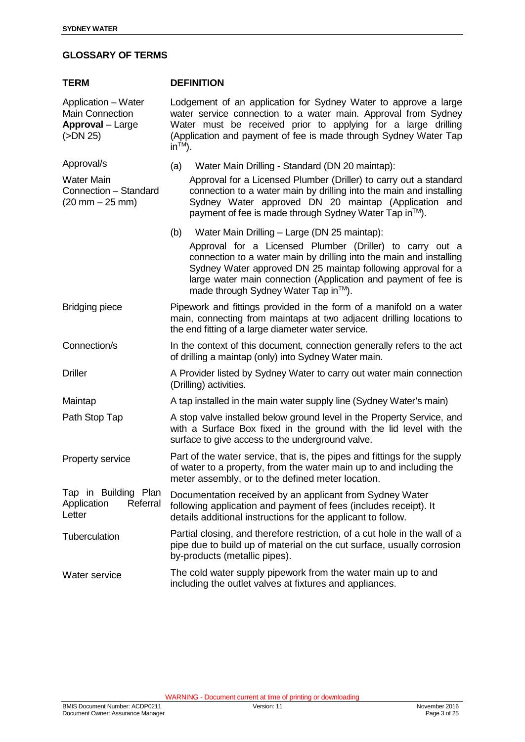## GLOSSARY OF TERMS

| TERM | DEFINITION |
|---|---|
| Application – Water Main Connection **Approval** – Large (>DN 25) | Lodgement of an application for Sydney Water to approve a large water service connection to a water main. Approval from Sydney Water must be received prior to applying for a large drilling (Application and payment of fee is made through Sydney Water Tap in™). |
| Approval/s<br><br>Water Main Connection – Standard (20 mm – 25 mm) | (a) Water Main Drilling - Standard (DN 20 maintap):<br>Approval for a Licensed Plumber (Driller) to carry out a standard connection to a water main by drilling into the main and installing Sydney Water approved DN 20 maintap (Application and payment of fee is made through Sydney Water Tap in™).<br><br>(b) Water Main Drilling – Large (DN 25 maintap):<br>Approval for a Licensed Plumber (Driller) to carry out a connection to a water main by drilling into the main and installing Sydney Water approved DN 25 maintap following approval for a large water main connection (Application and payment of fee is made through Sydney Water Tap in™). |
| Bridging piece | Pipework and fittings provided in the form of a manifold on a water main, connecting from maintaps at two adjacent drilling locations to the end fitting of a large diameter water service. |
| Connection/s | In the context of this document, connection generally refers to the act of drilling a maintap (only) into Sydney Water main. |
| Driller | A Provider listed by Sydney Water to carry out water main connection (Drilling) activities. |
| Maintap | A tap installed in the main water supply line (Sydney Water's main) |
| Path Stop Tap | A stop valve installed below ground level in the Property Service, and with a Surface Box fixed in the ground with the lid level with the surface to give access to the underground valve. |
| Property service | Part of the water service, that is, the pipes and fittings for the supply of water to a property, from the water main up to and including the meter assembly, or to the defined meter location. |
| Tap in Building Plan Application Referral Letter | Documentation received by an applicant from Sydney Water following application and payment of fees (includes receipt). It details additional instructions for the applicant to follow. |
| Tuberculation | Partial closing, and therefore restriction, of a cut hole in the wall of a pipe due to build up of material on the cut surface, usually corrosion by-products (metallic pipes). |
| Water service | The cold water supply pipework from the water main up to and including the outlet valves at fixtures and appliances. |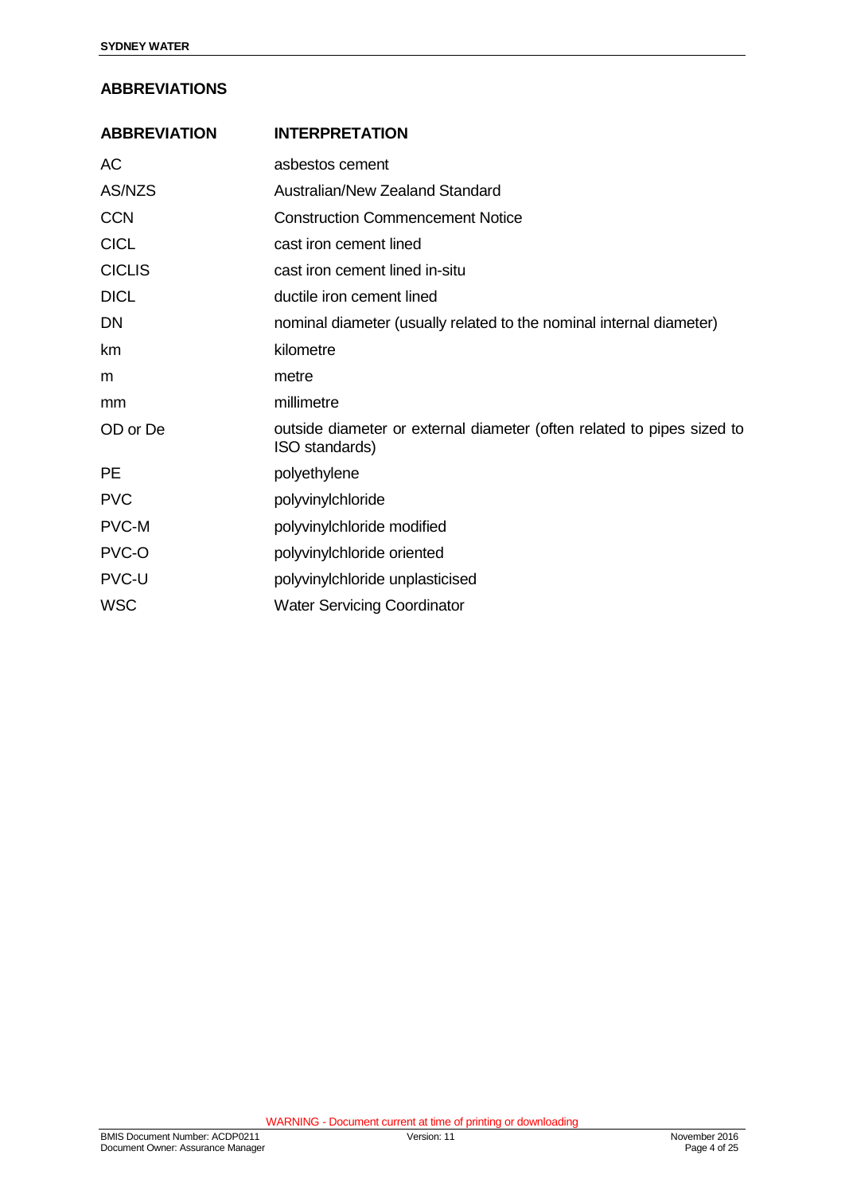## ABBREVIATIONS

| ABBREVIATION | INTERPRETATION |
| --- | --- |
| AC | asbestos cement |
| AS/NZS | Australian/New Zealand Standard |
| CCN | Construction Commencement Notice |
| CICL | cast iron cement lined |
| CICLIS | cast iron cement lined in-situ |
| DICL | ductile iron cement lined |
| DN | nominal diameter (usually related to the nominal internal diameter) |
| km | kilometre |
| m | metre |
| mm | millimetre |
| OD or De | outside diameter or external diameter (often related to pipes sized to ISO standards) |
| PE | polyethylene |
| PVC | polyvinylchloride |
| PVC-M | polyvinylchloride modified |
| PVC-O | polyvinylchloride oriented |
| PVC-U | polyvinylchloride unplasticised |
| WSC | Water Servicing Coordinator |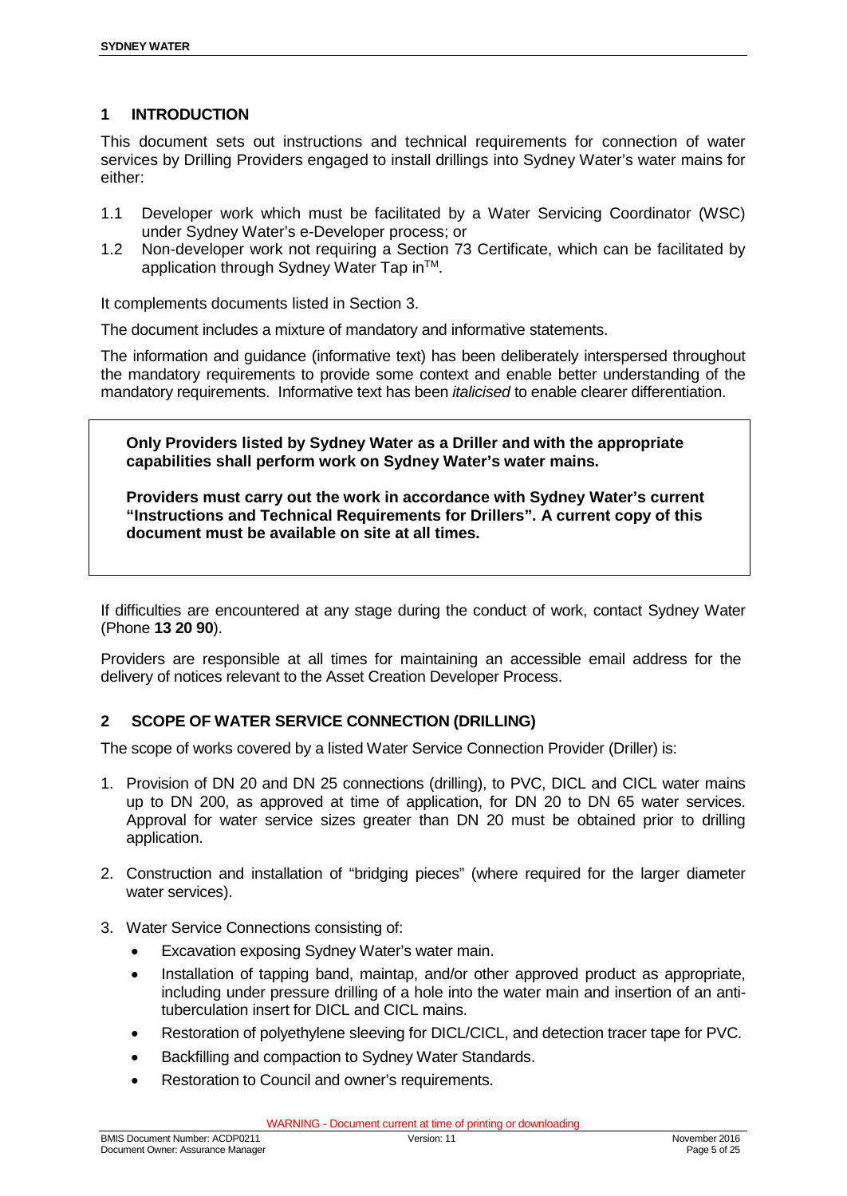## 1 INTRODUCTION

This document sets out instructions and technical requirements for connection of water services by Drilling Providers engaged to install drillings into Sydney Water's water mains for either:

1.1 Developer work which must be facilitated by a Water Servicing Coordinator (WSC) under Sydney Water's e-Developer process; or

1.2 Non-developer work not requiring a Section 73 Certificate, which can be facilitated by application through Sydney Water Tap in™.

It complements documents listed in Section 3.

The document includes a mixture of mandatory and informative statements.

The information and guidance (informative text) has been deliberately interspersed throughout the mandatory requirements to provide some context and enable better understanding of the mandatory requirements. Informative text has been *italicised* to enable clearer differentiation.

> **Only Providers listed by Sydney Water as a Driller and with the appropriate capabilities shall perform work on Sydney Water's water mains.**
>
> **Providers must carry out the work in accordance with Sydney Water's current "Instructions and Technical Requirements for Drillers". A current copy of this document must be available on site at all times.**

If difficulties are encountered at any stage during the conduct of work, contact Sydney Water (Phone **13 20 90**).

Providers are responsible at all times for maintaining an accessible email address for the delivery of notices relevant to the Asset Creation Developer Process.

## 2 SCOPE OF WATER SERVICE CONNECTION (DRILLING)

The scope of works covered by a listed Water Service Connection Provider (Driller) is:

1. Provision of DN 20 and DN 25 connections (drilling), to PVC, DICL and CICL water mains up to DN 200, as approved at time of application, for DN 20 to DN 65 water services. Approval for water service sizes greater than DN 20 must be obtained prior to drilling application.

2. Construction and installation of "bridging pieces" (where required for the larger diameter water services).

3. Water Service Connections consisting of:
   - Excavation exposing Sydney Water's water main.
   - Installation of tapping band, maintap, and/or other approved product as appropriate, including under pressure drilling of a hole into the water main and insertion of an anti-tuberculation insert for DICL and CICL mains.
   - Restoration of polyethylene sleeving for DICL/CICL, and detection tracer tape for PVC.
   - Backfilling and compaction to Sydney Water Standards.
   - Restoration to Council and owner's requirements.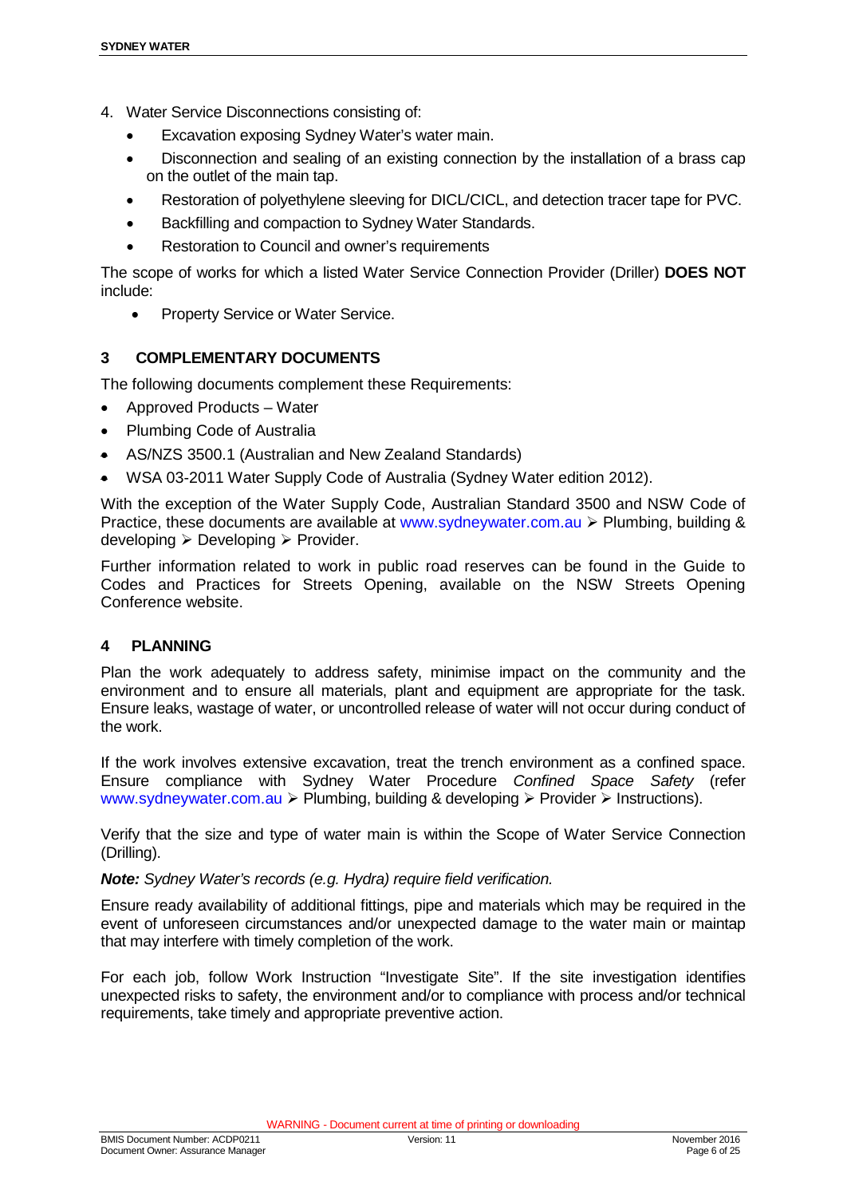4. Water Service Disconnections consisting of:
   - Excavation exposing Sydney Water's water main.
   - Disconnection and sealing of an existing connection by the installation of a brass cap on the outlet of the main tap.
   - Restoration of polyethylene sleeving for DICL/CICL, and detection tracer tape for PVC.
   - Backfilling and compaction to Sydney Water Standards.
   - Restoration to Council and owner's requirements

The scope of works for which a listed Water Service Connection Provider (Driller) **DOES NOT** include:

- Property Service or Water Service.

## 3 COMPLEMENTARY DOCUMENTS

The following documents complement these Requirements:

- Approved Products – Water
- Plumbing Code of Australia
- AS/NZS 3500.1 (Australian and New Zealand Standards)
- WSA 03-2011 Water Supply Code of Australia (Sydney Water edition 2012).

With the exception of the Water Supply Code, Australian Standard 3500 and NSW Code of Practice, these documents are available at www.sydneywater.com.au ➢ Plumbing, building & developing ➢ Developing ➢ Provider.

Further information related to work in public road reserves can be found in the Guide to Codes and Practices for Streets Opening, available on the NSW Streets Opening Conference website.

## 4 PLANNING

Plan the work adequately to address safety, minimise impact on the community and the environment and to ensure all materials, plant and equipment are appropriate for the task. Ensure leaks, wastage of water, or uncontrolled release of water will not occur during conduct of the work.

If the work involves extensive excavation, treat the trench environment as a confined space. Ensure compliance with Sydney Water Procedure *Confined Space Safety* (refer www.sydneywater.com.au ➢ Plumbing, building & developing ➢ Provider ➢ Instructions).

Verify that the size and type of water main is within the Scope of Water Service Connection (Drilling).

***Note:*** *Sydney Water's records (e.g. Hydra) require field verification.*

Ensure ready availability of additional fittings, pipe and materials which may be required in the event of unforeseen circumstances and/or unexpected damage to the water main or maintap that may interfere with timely completion of the work.

For each job, follow Work Instruction "Investigate Site". If the site investigation identifies unexpected risks to safety, the environment and/or to compliance with process and/or technical requirements, take timely and appropriate preventive action.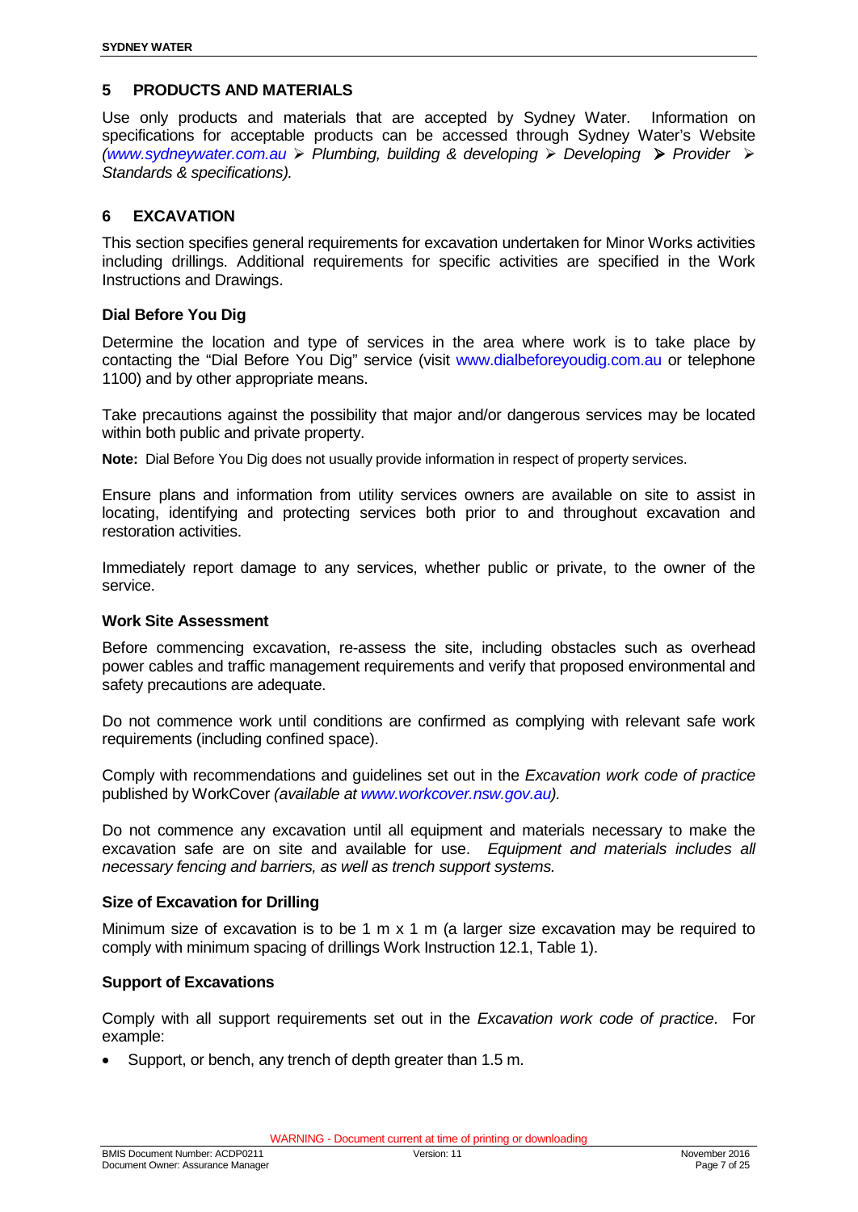## 5 PRODUCTS AND MATERIALS

Use only products and materials that are accepted by Sydney Water. Information on specifications for acceptable products can be accessed through Sydney Water's Website *(www.sydneywater.com.au ➢ Plumbing, building & developing ➢ Developing ➢ Provider ➢ Standards & specifications).*

## 6 EXCAVATION

This section specifies general requirements for excavation undertaken for Minor Works activities including drillings. Additional requirements for specific activities are specified in the Work Instructions and Drawings.

### Dial Before You Dig

Determine the location and type of services in the area where work is to take place by contacting the "Dial Before You Dig" service (visit www.dialbeforeyoudig.com.au or telephone 1100) and by other appropriate means.

Take precautions against the possibility that major and/or dangerous services may be located within both public and private property.

**Note:** Dial Before You Dig does not usually provide information in respect of property services.

Ensure plans and information from utility services owners are available on site to assist in locating, identifying and protecting services both prior to and throughout excavation and restoration activities.

Immediately report damage to any services, whether public or private, to the owner of the service.

### Work Site Assessment

Before commencing excavation, re-assess the site, including obstacles such as overhead power cables and traffic management requirements and verify that proposed environmental and safety precautions are adequate.

Do not commence work until conditions are confirmed as complying with relevant safe work requirements (including confined space).

Comply with recommendations and guidelines set out in the *Excavation work code of practice* published by WorkCover *(available at www.workcover.nsw.gov.au).*

Do not commence any excavation until all equipment and materials necessary to make the excavation safe are on site and available for use. *Equipment and materials includes all necessary fencing and barriers, as well as trench support systems.*

### Size of Excavation for Drilling

Minimum size of excavation is to be 1 m x 1 m (a larger size excavation may be required to comply with minimum spacing of drillings Work Instruction 12.1, Table 1).

### Support of Excavations

Comply with all support requirements set out in the *Excavation work code of practice*. For example:

- Support, or bench, any trench of depth greater than 1.5 m.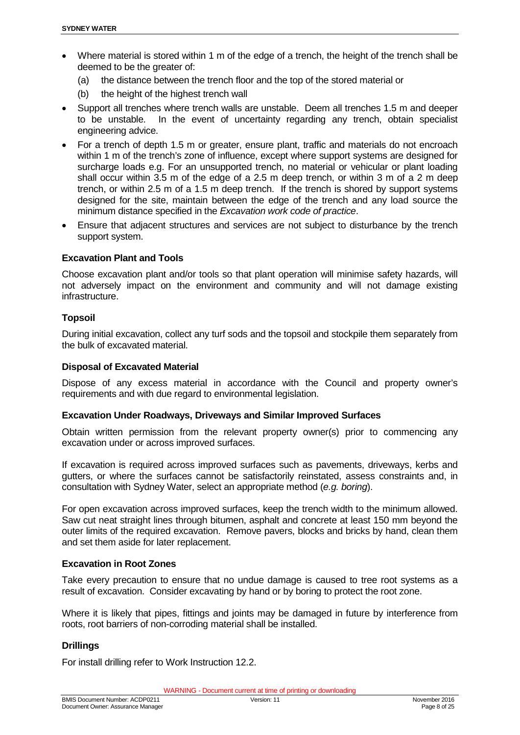- Where material is stored within 1 m of the edge of a trench, the height of the trench shall be deemed to be the greater of:
  - (a) the distance between the trench floor and the top of the stored material or
  - (b) the height of the highest trench wall
- Support all trenches where trench walls are unstable. Deem all trenches 1.5 m and deeper to be unstable. In the event of uncertainty regarding any trench, obtain specialist engineering advice.
- For a trench of depth 1.5 m or greater, ensure plant, traffic and materials do not encroach within 1 m of the trench's zone of influence, except where support systems are designed for surcharge loads e.g. For an unsupported trench, no material or vehicular or plant loading shall occur within 3.5 m of the edge of a 2.5 m deep trench, or within 3 m of a 2 m deep trench, or within 2.5 m of a 1.5 m deep trench. If the trench is shored by support systems designed for the site, maintain between the edge of the trench and any load source the minimum distance specified in the *Excavation work code of practice*.
- Ensure that adjacent structures and services are not subject to disturbance by the trench support system.

### Excavation Plant and Tools

Choose excavation plant and/or tools so that plant operation will minimise safety hazards, will not adversely impact on the environment and community and will not damage existing infrastructure.

### Topsoil

During initial excavation, collect any turf sods and the topsoil and stockpile them separately from the bulk of excavated material.

### Disposal of Excavated Material

Dispose of any excess material in accordance with the Council and property owner's requirements and with due regard to environmental legislation.

### Excavation Under Roadways, Driveways and Similar Improved Surfaces

Obtain written permission from the relevant property owner(s) prior to commencing any excavation under or across improved surfaces.

If excavation is required across improved surfaces such as pavements, driveways, kerbs and gutters, or where the surfaces cannot be satisfactorily reinstated, assess constraints and, in consultation with Sydney Water, select an appropriate method (*e.g. boring*).

For open excavation across improved surfaces, keep the trench width to the minimum allowed. Saw cut neat straight lines through bitumen, asphalt and concrete at least 150 mm beyond the outer limits of the required excavation. Remove pavers, blocks and bricks by hand, clean them and set them aside for later replacement.

### Excavation in Root Zones

Take every precaution to ensure that no undue damage is caused to tree root systems as a result of excavation. Consider excavating by hand or by boring to protect the root zone.

Where it is likely that pipes, fittings and joints may be damaged in future by interference from roots, root barriers of non-corroding material shall be installed.

### Drillings

For install drilling refer to Work Instruction 12.2.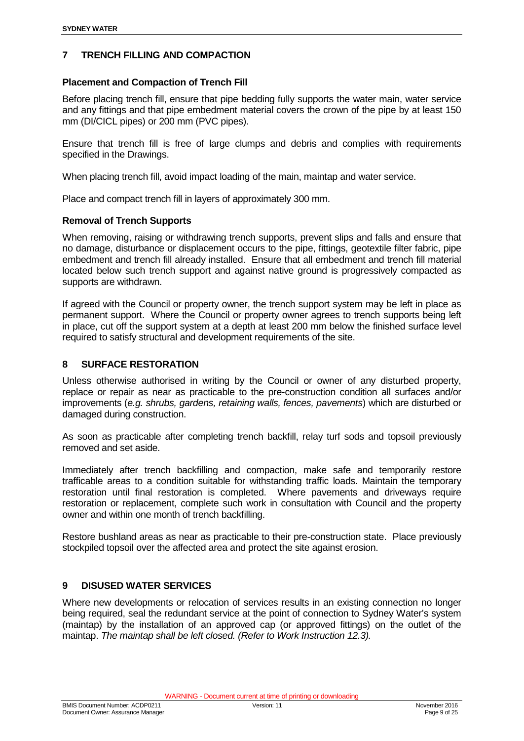## 7 TRENCH FILLING AND COMPACTION

### Placement and Compaction of Trench Fill

Before placing trench fill, ensure that pipe bedding fully supports the water main, water service and any fittings and that pipe embedment material covers the crown of the pipe by at least 150 mm (DI/CICL pipes) or 200 mm (PVC pipes).

Ensure that trench fill is free of large clumps and debris and complies with requirements specified in the Drawings.

When placing trench fill, avoid impact loading of the main, maintap and water service.

Place and compact trench fill in layers of approximately 300 mm.

### Removal of Trench Supports

When removing, raising or withdrawing trench supports, prevent slips and falls and ensure that no damage, disturbance or displacement occurs to the pipe, fittings, geotextile filter fabric, pipe embedment and trench fill already installed. Ensure that all embedment and trench fill material located below such trench support and against native ground is progressively compacted as supports are withdrawn.

If agreed with the Council or property owner, the trench support system may be left in place as permanent support. Where the Council or property owner agrees to trench supports being left in place, cut off the support system at a depth at least 200 mm below the finished surface level required to satisfy structural and development requirements of the site.

## 8 SURFACE RESTORATION

Unless otherwise authorised in writing by the Council or owner of any disturbed property, replace or repair as near as practicable to the pre-construction condition all surfaces and/or improvements (*e.g. shrubs, gardens, retaining walls, fences, pavements*) which are disturbed or damaged during construction.

As soon as practicable after completing trench backfill, relay turf sods and topsoil previously removed and set aside.

Immediately after trench backfilling and compaction, make safe and temporarily restore trafficable areas to a condition suitable for withstanding traffic loads. Maintain the temporary restoration until final restoration is completed. Where pavements and driveways require restoration or replacement, complete such work in consultation with Council and the property owner and within one month of trench backfilling.

Restore bushland areas as near as practicable to their pre-construction state. Place previously stockpiled topsoil over the affected area and protect the site against erosion.

## 9 DISUSED WATER SERVICES

Where new developments or relocation of services results in an existing connection no longer being required, seal the redundant service at the point of connection to Sydney Water's system (maintap) by the installation of an approved cap (or approved fittings) on the outlet of the maintap. *The maintap shall be left closed. (Refer to Work Instruction 12.3).*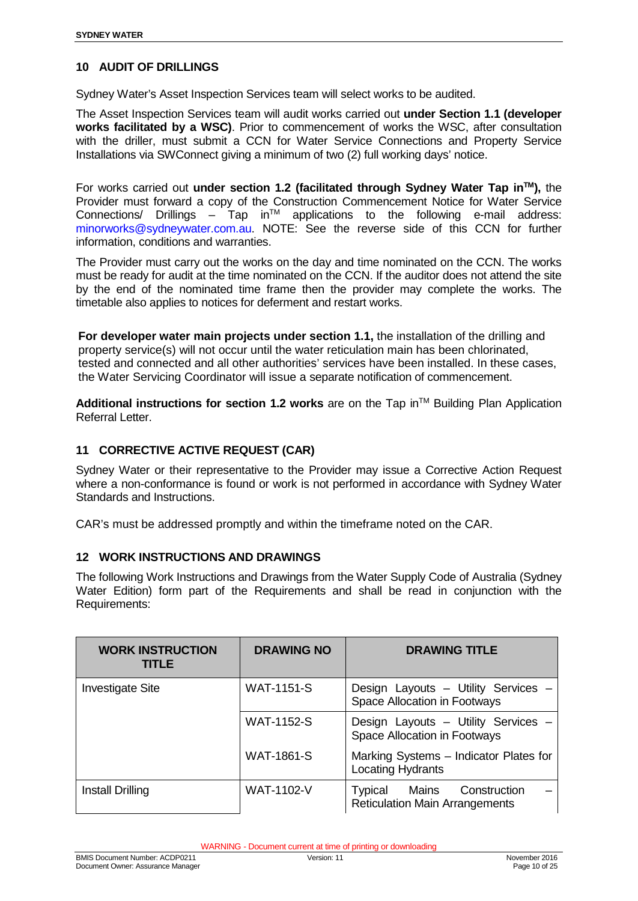## 10 AUDIT OF DRILLINGS

Sydney Water's Asset Inspection Services team will select works to be audited.

The Asset Inspection Services team will audit works carried out **under Section 1.1 (developer works facilitated by a WSC)**. Prior to commencement of works the WSC, after consultation with the driller, must submit a CCN for Water Service Connections and Property Service Installations via SWConnect giving a minimum of two (2) full working days' notice.

For works carried out **under section 1.2 (facilitated through Sydney Water Tap in™),** the Provider must forward a copy of the Construction Commencement Notice for Water Service Connections/ Drillings – Tap in™ applications to the following e-mail address: minorworks@sydneywater.com.au. NOTE: See the reverse side of this CCN for further information, conditions and warranties.

The Provider must carry out the works on the day and time nominated on the CCN. The works must be ready for audit at the time nominated on the CCN. If the auditor does not attend the site by the end of the nominated time frame then the provider may complete the works. The timetable also applies to notices for deferment and restart works.

**For developer water main projects under section 1.1,** the installation of the drilling and property service(s) will not occur until the water reticulation main has been chlorinated, tested and connected and all other authorities' services have been installed. In these cases, the Water Servicing Coordinator will issue a separate notification of commencement.

**Additional instructions for section 1.2 works** are on the Tap in™ Building Plan Application Referral Letter.

## 11 CORRECTIVE ACTIVE REQUEST (CAR)

Sydney Water or their representative to the Provider may issue a Corrective Action Request where a non-conformance is found or work is not performed in accordance with Sydney Water Standards and Instructions.

CAR's must be addressed promptly and within the timeframe noted on the CAR.

## 12 WORK INSTRUCTIONS AND DRAWINGS

The following Work Instructions and Drawings from the Water Supply Code of Australia (Sydney Water Edition) form part of the Requirements and shall be read in conjunction with the Requirements:

| WORK INSTRUCTION TITLE | DRAWING NO | DRAWING TITLE |
|---|---|---|
| Investigate Site | WAT-1151-S | Design Layouts – Utility Services – Space Allocation in Footways |
| | WAT-1152-S | Design Layouts – Utility Services – Space Allocation in Footways |
| | WAT-1861-S | Marking Systems – Indicator Plates for Locating Hydrants |
| Install Drilling | WAT-1102-V | Typical Mains Construction – Reticulation Main Arrangements |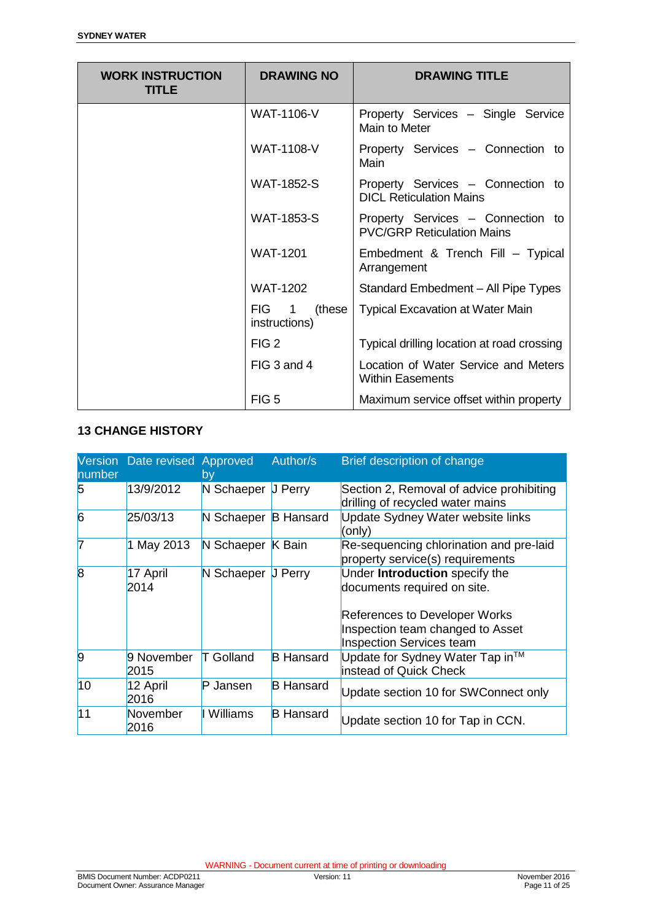| WORK INSTRUCTION TITLE | DRAWING NO | DRAWING TITLE |
|---|---|---|
| | WAT-1106-V | Property Services – Single Service Main to Meter |
| | WAT-1108-V | Property Services – Connection to Main |
| | WAT-1852-S | Property Services – Connection to DICL Reticulation Mains |
| | WAT-1853-S | Property Services – Connection to PVC/GRP Reticulation Mains |
| | WAT-1201 | Embedment & Trench Fill – Typical Arrangement |
| | WAT-1202 | Standard Embedment – All Pipe Types |
| | FIG 1 (these instructions) | Typical Excavation at Water Main |
| | FIG 2 | Typical drilling location at road crossing |
| | FIG 3 and 4 | Location of Water Service and Meters Within Easements |
| | FIG 5 | Maximum service offset within property |

## 13 CHANGE HISTORY

| Version number | Date revised | Approved by | Author/s | Brief description of change |
|---|---|---|---|---|
| 5 | 13/9/2012 | N Schaeper | J Perry | Section 2, Removal of advice prohibiting drilling of recycled water mains |
| 6 | 25/03/13 | N Schaeper | B Hansard | Update Sydney Water website links (only) |
| 7 | 1 May 2013 | N Schaeper | K Bain | Re-sequencing chlorination and pre-laid property service(s) requirements |
| 8 | 17 April 2014 | N Schaeper | J Perry | Under **Introduction** specify the documents required on site.<br><br>References to Developer Works Inspection team changed to Asset Inspection Services team |
| 9 | 9 November 2015 | T Golland | B Hansard | Update for Sydney Water Tap in™ instead of Quick Check |
| 10 | 12 April 2016 | P Jansen | B Hansard | Update section 10 for SWConnect only |
| 11 | November 2016 | I Williams | B Hansard | Update section 10 for Tap in CCN. |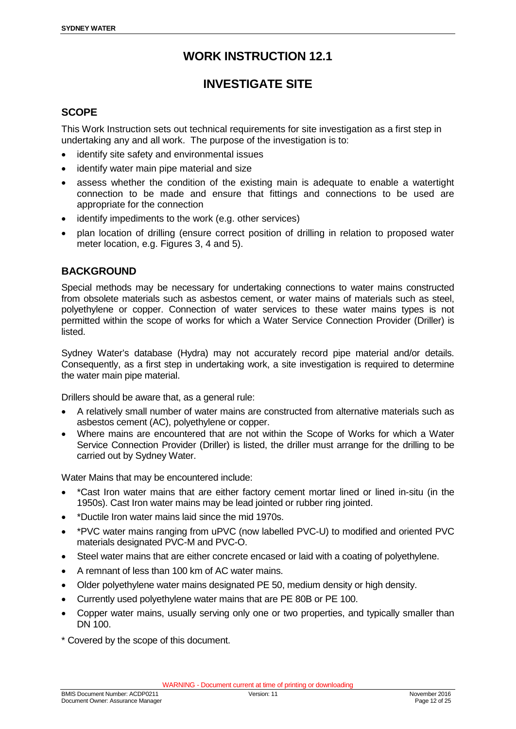# WORK INSTRUCTION 12.1

# INVESTIGATE SITE

## SCOPE

This Work Instruction sets out technical requirements for site investigation as a first step in undertaking any and all work. The purpose of the investigation is to:

- identify site safety and environmental issues
- identify water main pipe material and size
- assess whether the condition of the existing main is adequate to enable a watertight connection to be made and ensure that fittings and connections to be used are appropriate for the connection
- identify impediments to the work (e.g. other services)
- plan location of drilling (ensure correct position of drilling in relation to proposed water meter location, e.g. Figures 3, 4 and 5).

## BACKGROUND

Special methods may be necessary for undertaking connections to water mains constructed from obsolete materials such as asbestos cement, or water mains of materials such as steel, polyethylene or copper. Connection of water services to these water mains types is not permitted within the scope of works for which a Water Service Connection Provider (Driller) is listed.

Sydney Water's database (Hydra) may not accurately record pipe material and/or details. Consequently, as a first step in undertaking work, a site investigation is required to determine the water main pipe material.

Drillers should be aware that, as a general rule:

- A relatively small number of water mains are constructed from alternative materials such as asbestos cement (AC), polyethylene or copper.
- Where mains are encountered that are not within the Scope of Works for which a Water Service Connection Provider (Driller) is listed, the driller must arrange for the drilling to be carried out by Sydney Water.

Water Mains that may be encountered include:

- *Cast Iron water mains that are either factory cement mortar lined or lined in-situ (in the 1950s). Cast Iron water mains may be lead jointed or rubber ring jointed.
- *Ductile Iron water mains laid since the mid 1970s.
- *PVC water mains ranging from uPVC (now labelled PVC-U) to modified and oriented PVC materials designated PVC-M and PVC-O.
- Steel water mains that are either concrete encased or laid with a coating of polyethylene.
- A remnant of less than 100 km of AC water mains.
- Older polyethylene water mains designated PE 50, medium density or high density.
- Currently used polyethylene water mains that are PE 80B or PE 100.
- Copper water mains, usually serving only one or two properties, and typically smaller than DN 100.

\* Covered by the scope of this document.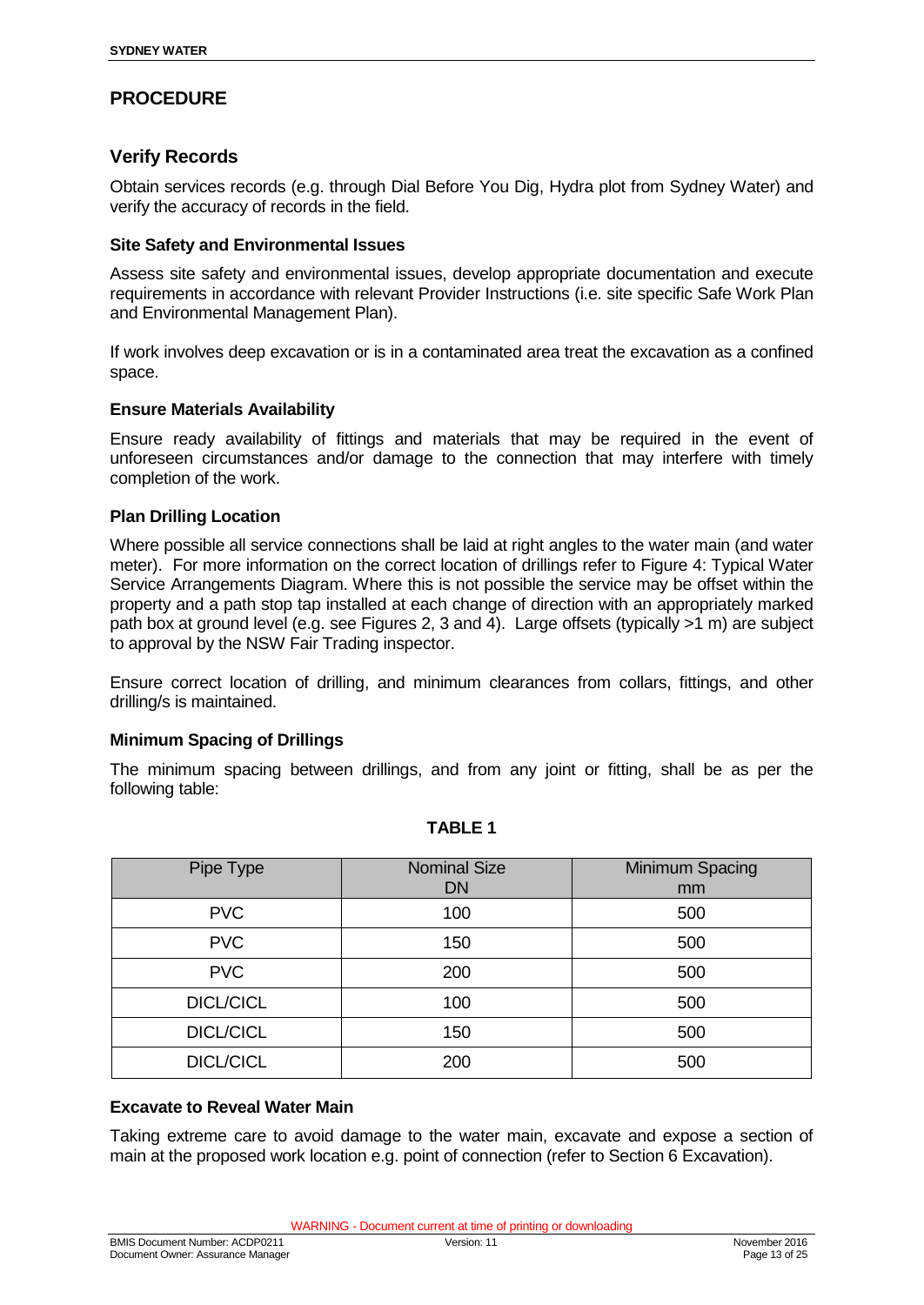# PROCEDURE

## Verify Records

Obtain services records (e.g. through Dial Before You Dig, Hydra plot from Sydney Water) and verify the accuracy of records in the field.

### Site Safety and Environmental Issues

Assess site safety and environmental issues, develop appropriate documentation and execute requirements in accordance with relevant Provider Instructions (i.e. site specific Safe Work Plan and Environmental Management Plan).

If work involves deep excavation or is in a contaminated area treat the excavation as a confined space.

### Ensure Materials Availability

Ensure ready availability of fittings and materials that may be required in the event of unforeseen circumstances and/or damage to the connection that may interfere with timely completion of the work.

### Plan Drilling Location

Where possible all service connections shall be laid at right angles to the water main (and water meter). For more information on the correct location of drillings refer to Figure 4: Typical Water Service Arrangements Diagram. Where this is not possible the service may be offset within the property and a path stop tap installed at each change of direction with an appropriately marked path box at ground level (e.g. see Figures 2, 3 and 4). Large offsets (typically >1 m) are subject to approval by the NSW Fair Trading inspector.

Ensure correct location of drilling, and minimum clearances from collars, fittings, and other drilling/s is maintained.

### Minimum Spacing of Drillings

The minimum spacing between drillings, and from any joint or fitting, shall be as per the following table:

**TABLE 1**

| Pipe Type | Nominal Size DN | Minimum Spacing mm |
|---|---|---|
| PVC | 100 | 500 |
| PVC | 150 | 500 |
| PVC | 200 | 500 |
| DICL/CICL | 100 | 500 |
| DICL/CICL | 150 | 500 |
| DICL/CICL | 200 | 500 |

### Excavate to Reveal Water Main

Taking extreme care to avoid damage to the water main, excavate and expose a section of main at the proposed work location e.g. point of connection (refer to Section 6 Excavation).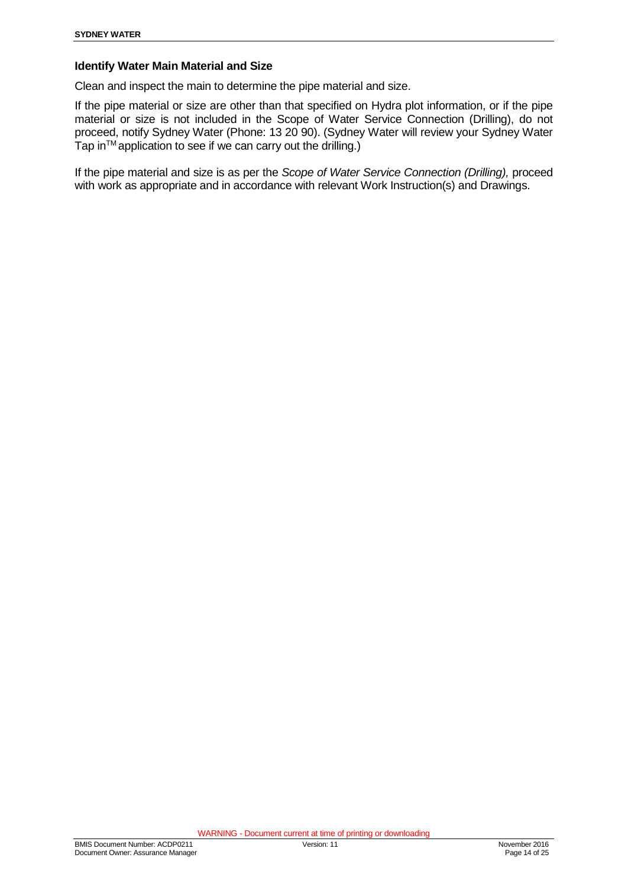### Identify Water Main Material and Size

Clean and inspect the main to determine the pipe material and size.

If the pipe material or size are other than that specified on Hydra plot information, or if the pipe material or size is not included in the Scope of Water Service Connection (Drilling), do not proceed, notify Sydney Water (Phone: 13 20 90). (Sydney Water will review your Sydney Water Tap in™ application to see if we can carry out the drilling.)

If the pipe material and size is as per the *Scope of Water Service Connection (Drilling),* proceed with work as appropriate and in accordance with relevant Work Instruction(s) and Drawings.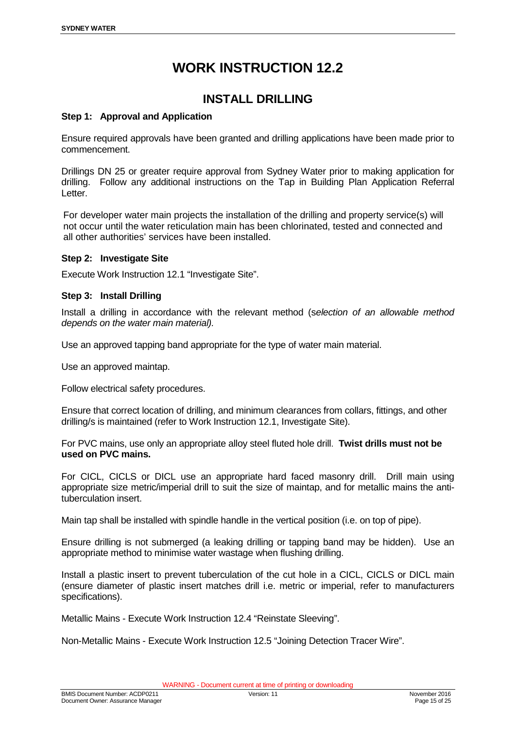# WORK INSTRUCTION 12.2

## INSTALL DRILLING

### Step 1: Approval and Application

Ensure required approvals have been granted and drilling applications have been made prior to commencement.

Drillings DN 25 or greater require approval from Sydney Water prior to making application for drilling. Follow any additional instructions on the Tap in Building Plan Application Referral Letter.

For developer water main projects the installation of the drilling and property service(s) will not occur until the water reticulation main has been chlorinated, tested and connected and all other authorities' services have been installed.

### Step 2: Investigate Site

Execute Work Instruction 12.1 "Investigate Site".

### Step 3: Install Drilling

Install a drilling in accordance with the relevant method (s*election of an allowable method depends on the water main material).*

Use an approved tapping band appropriate for the type of water main material.

Use an approved maintap.

Follow electrical safety procedures.

Ensure that correct location of drilling, and minimum clearances from collars, fittings, and other drilling/s is maintained (refer to Work Instruction 12.1, Investigate Site).

For PVC mains, use only an appropriate alloy steel fluted hole drill. **Twist drills must not be used on PVC mains.**

For CICL, CICLS or DICL use an appropriate hard faced masonry drill. Drill main using appropriate size metric/imperial drill to suit the size of maintap, and for metallic mains the anti-tuberculation insert.

Main tap shall be installed with spindle handle in the vertical position (i.e. on top of pipe).

Ensure drilling is not submerged (a leaking drilling or tapping band may be hidden). Use an appropriate method to minimise water wastage when flushing drilling.

Install a plastic insert to prevent tuberculation of the cut hole in a CICL, CICLS or DICL main (ensure diameter of plastic insert matches drill i.e. metric or imperial, refer to manufacturers specifications).

Metallic Mains - Execute Work Instruction 12.4 "Reinstate Sleeving".

Non-Metallic Mains - Execute Work Instruction 12.5 "Joining Detection Tracer Wire".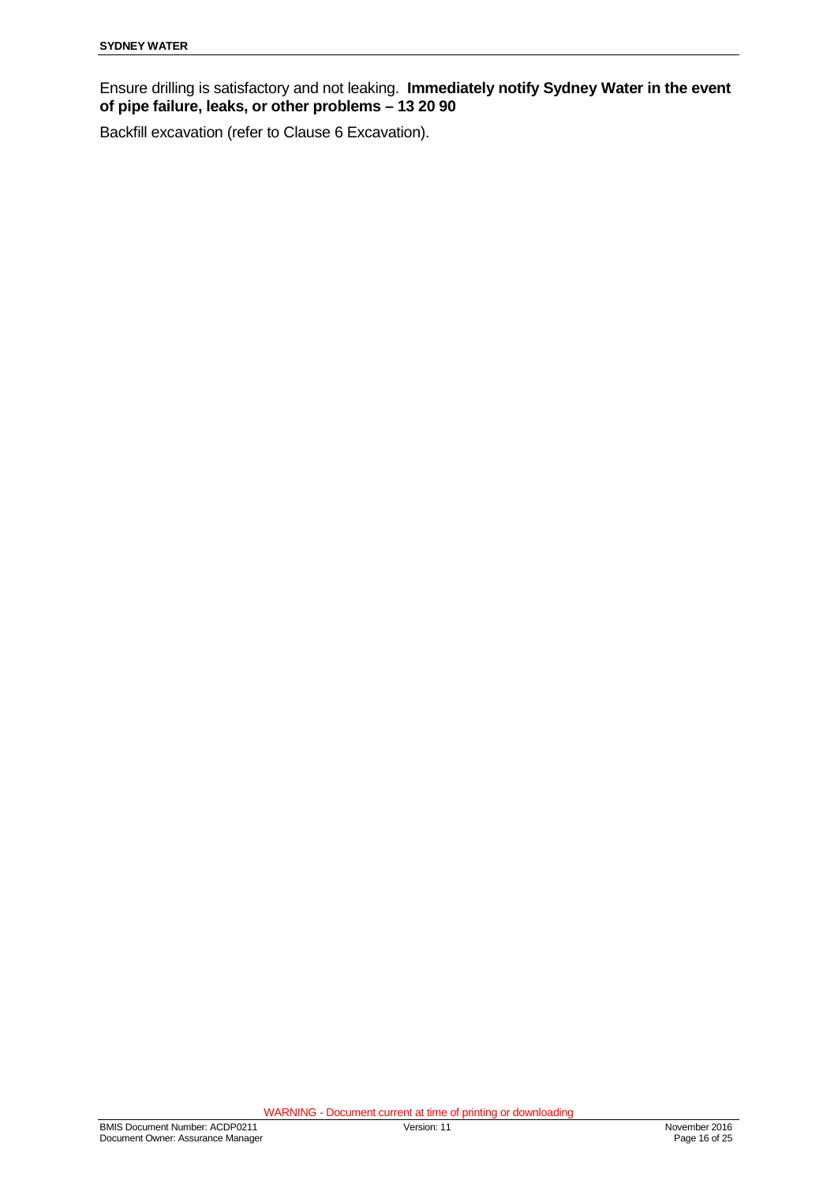Ensure drilling is satisfactory and not leaking. **Immediately notify Sydney Water in the event of pipe failure, leaks, or other problems – 13 20 90**

Backfill excavation (refer to Clause 6 Excavation).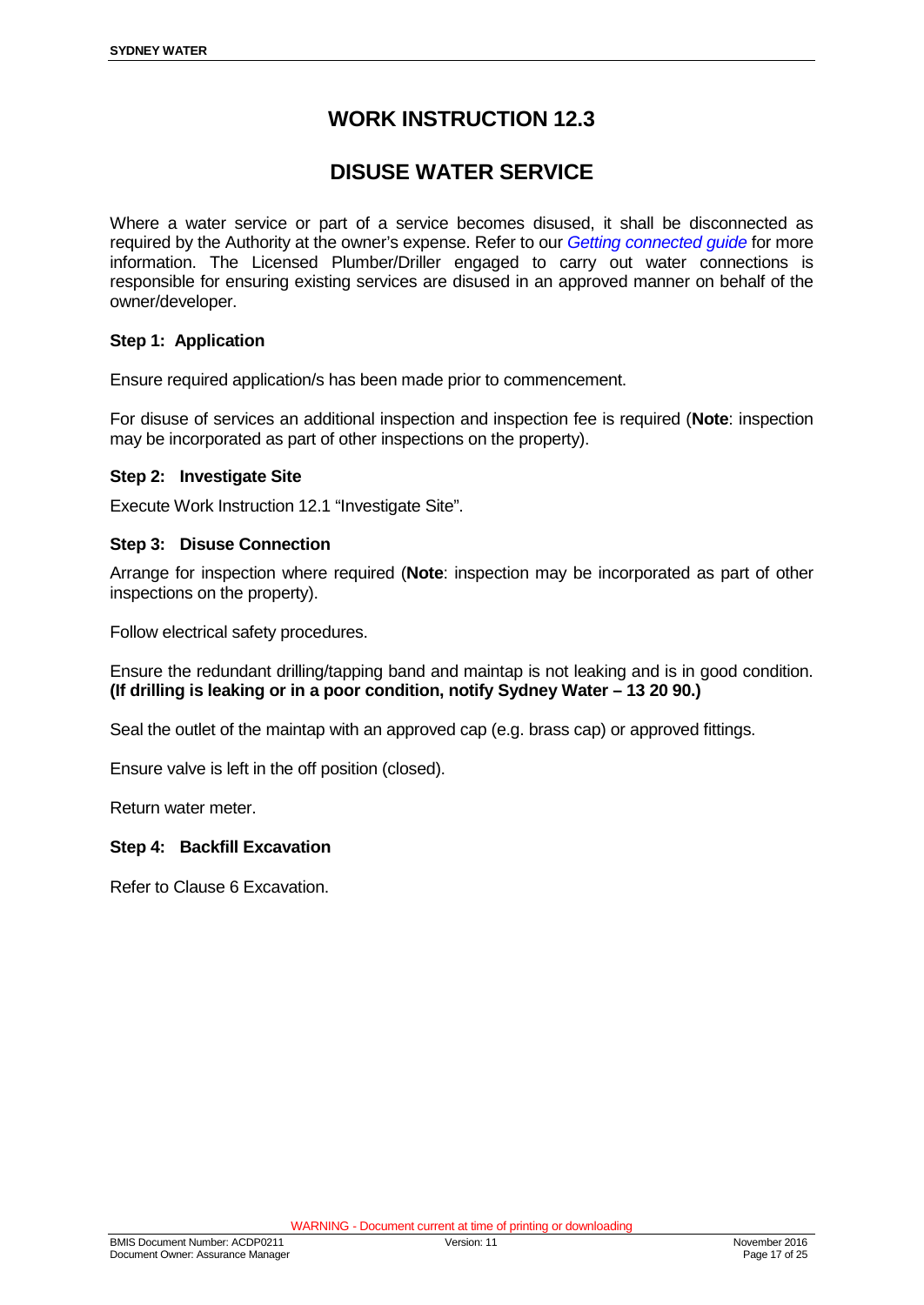# WORK INSTRUCTION 12.3

# DISUSE WATER SERVICE

Where a water service or part of a service becomes disused, it shall be disconnected as required by the Authority at the owner's expense. Refer to our *Getting connected guide* for more information. The Licensed Plumber/Driller engaged to carry out water connections is responsible for ensuring existing services are disused in an approved manner on behalf of the owner/developer.

### Step 1: Application

Ensure required application/s has been made prior to commencement.

For disuse of services an additional inspection and inspection fee is required (**Note**: inspection may be incorporated as part of other inspections on the property).

### Step 2: Investigate Site

Execute Work Instruction 12.1 "Investigate Site".

### Step 3: Disuse Connection

Arrange for inspection where required (**Note**: inspection may be incorporated as part of other inspections on the property).

Follow electrical safety procedures.

Ensure the redundant drilling/tapping band and maintap is not leaking and is in good condition. **(If drilling is leaking or in a poor condition, notify Sydney Water – 13 20 90.)**

Seal the outlet of the maintap with an approved cap (e.g. brass cap) or approved fittings.

Ensure valve is left in the off position (closed).

Return water meter.

### Step 4: Backfill Excavation

Refer to Clause 6 Excavation.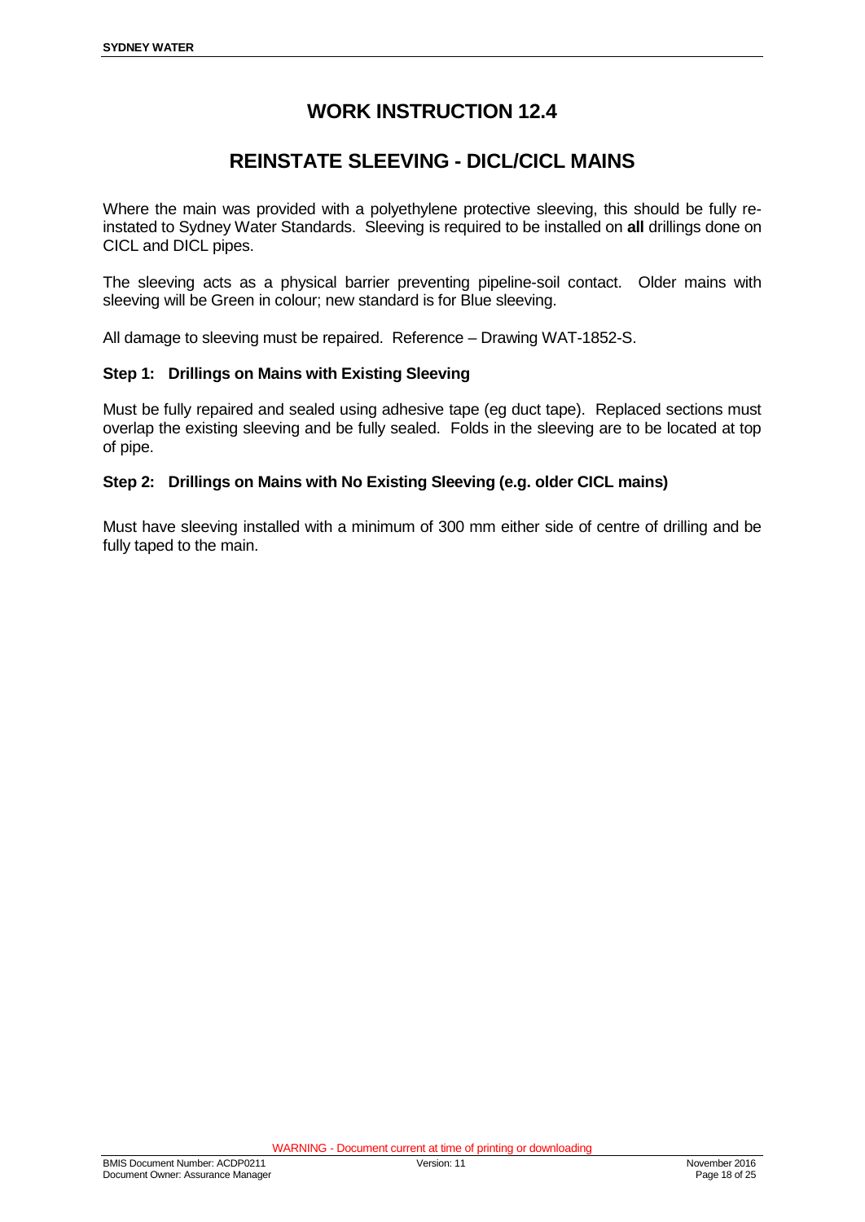# WORK INSTRUCTION 12.4

# REINSTATE SLEEVING - DICL/CICL MAINS

Where the main was provided with a polyethylene protective sleeving, this should be fully re-instated to Sydney Water Standards. Sleeving is required to be installed on **all** drillings done on CICL and DICL pipes.

The sleeving acts as a physical barrier preventing pipeline-soil contact. Older mains with sleeving will be Green in colour; new standard is for Blue sleeving.

All damage to sleeving must be repaired. Reference – Drawing WAT-1852-S.

### Step 1: Drillings on Mains with Existing Sleeving

Must be fully repaired and sealed using adhesive tape (eg duct tape). Replaced sections must overlap the existing sleeving and be fully sealed. Folds in the sleeving are to be located at top of pipe.

### Step 2: Drillings on Mains with No Existing Sleeving (e.g. older CICL mains)

Must have sleeving installed with a minimum of 300 mm either side of centre of drilling and be fully taped to the main.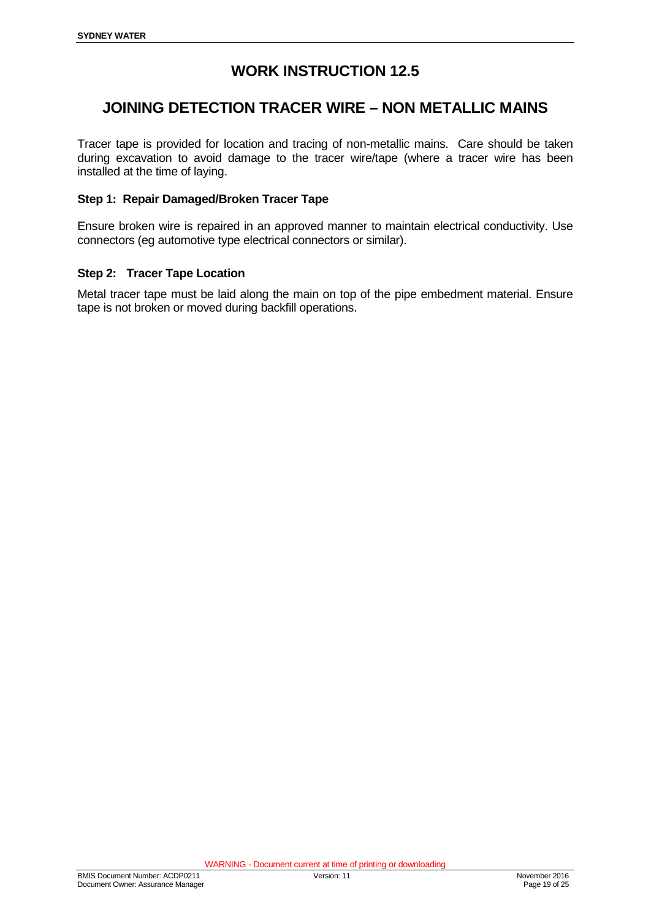# WORK INSTRUCTION 12.5

## JOINING DETECTION TRACER WIRE – NON METALLIC MAINS

Tracer tape is provided for location and tracing of non-metallic mains. Care should be taken during excavation to avoid damage to the tracer wire/tape (where a tracer wire has been installed at the time of laying.

### Step 1: Repair Damaged/Broken Tracer Tape

Ensure broken wire is repaired in an approved manner to maintain electrical conductivity. Use connectors (eg automotive type electrical connectors or similar).

### Step 2: Tracer Tape Location

Metal tracer tape must be laid along the main on top of the pipe embedment material. Ensure tape is not broken or moved during backfill operations.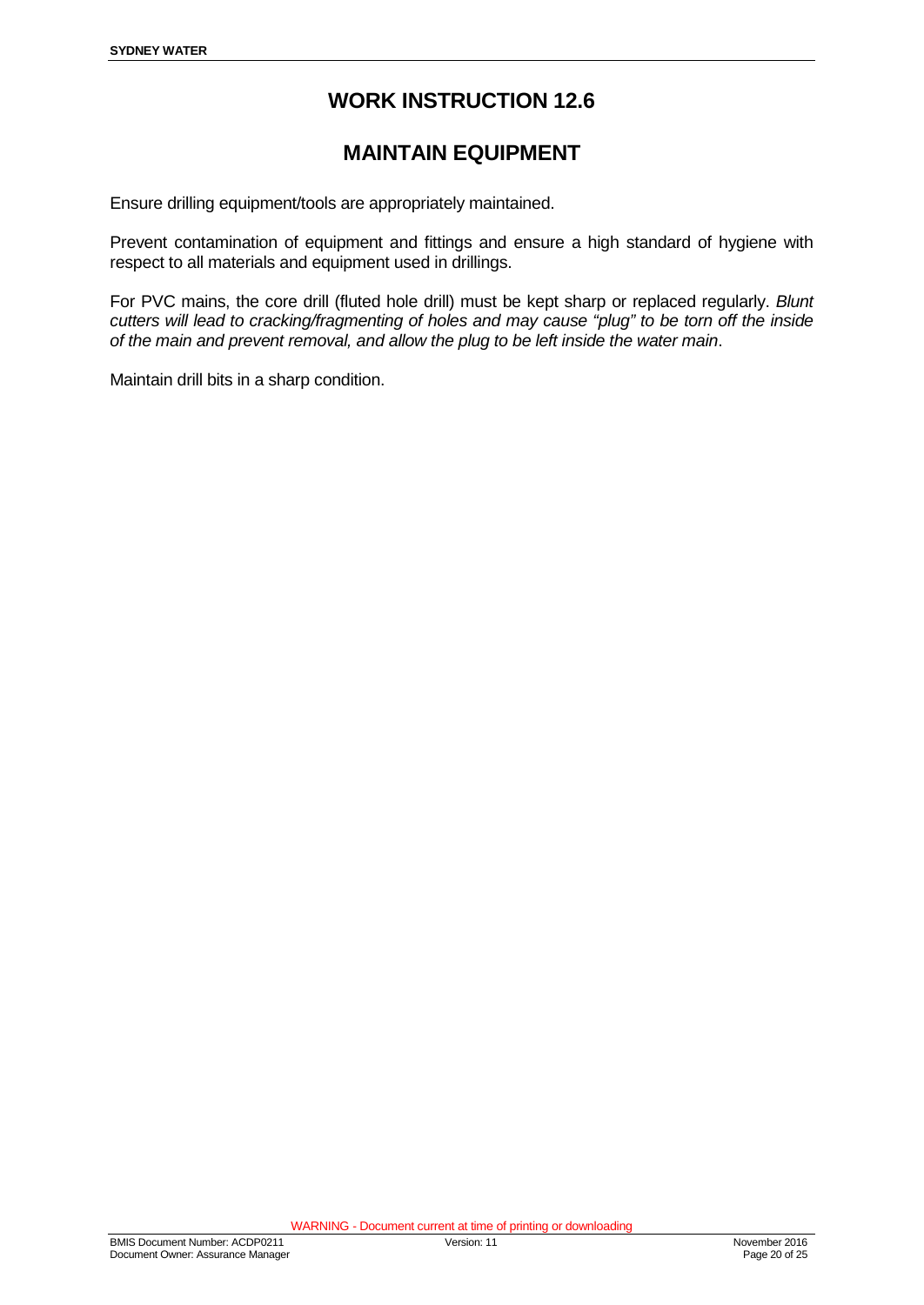# WORK INSTRUCTION 12.6

## MAINTAIN EQUIPMENT

Ensure drilling equipment/tools are appropriately maintained.

Prevent contamination of equipment and fittings and ensure a high standard of hygiene with respect to all materials and equipment used in drillings.

For PVC mains, the core drill (fluted hole drill) must be kept sharp or replaced regularly. *Blunt cutters will lead to cracking/fragmenting of holes and may cause "plug" to be torn off the inside of the main and prevent removal, and allow the plug to be left inside the water main*.

Maintain drill bits in a sharp condition.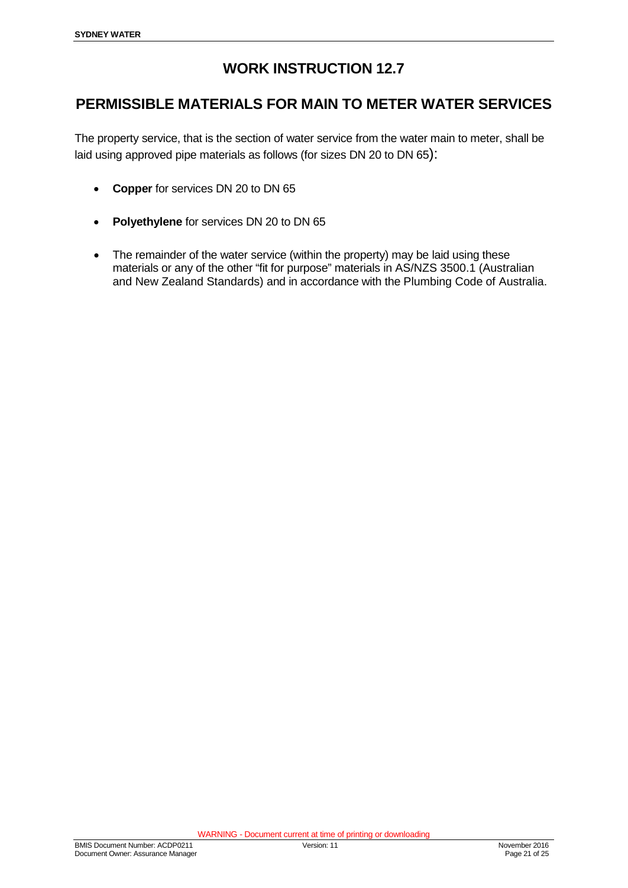# WORK INSTRUCTION 12.7

## PERMISSIBLE MATERIALS FOR MAIN TO METER WATER SERVICES

The property service, that is the section of water service from the water main to meter, shall be laid using approved pipe materials as follows (for sizes DN 20 to DN 65):

- **Copper** for services DN 20 to DN 65
- **Polyethylene** for services DN 20 to DN 65
- The remainder of the water service (within the property) may be laid using these materials or any of the other "fit for purpose" materials in AS/NZS 3500.1 (Australian and New Zealand Standards) and in accordance with the Plumbing Code of Australia.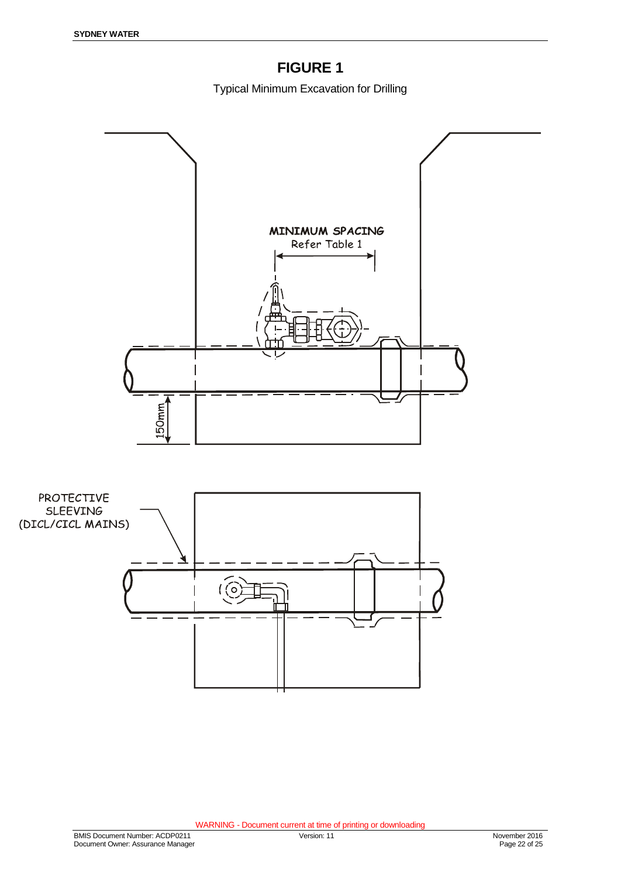# FIGURE 1

Typical Minimum Excavation for Drilling

MINIMUM SPACING
Refer Table 1

150mm

PROTECTIVE SLEEVING (DICL/CICL MAINS)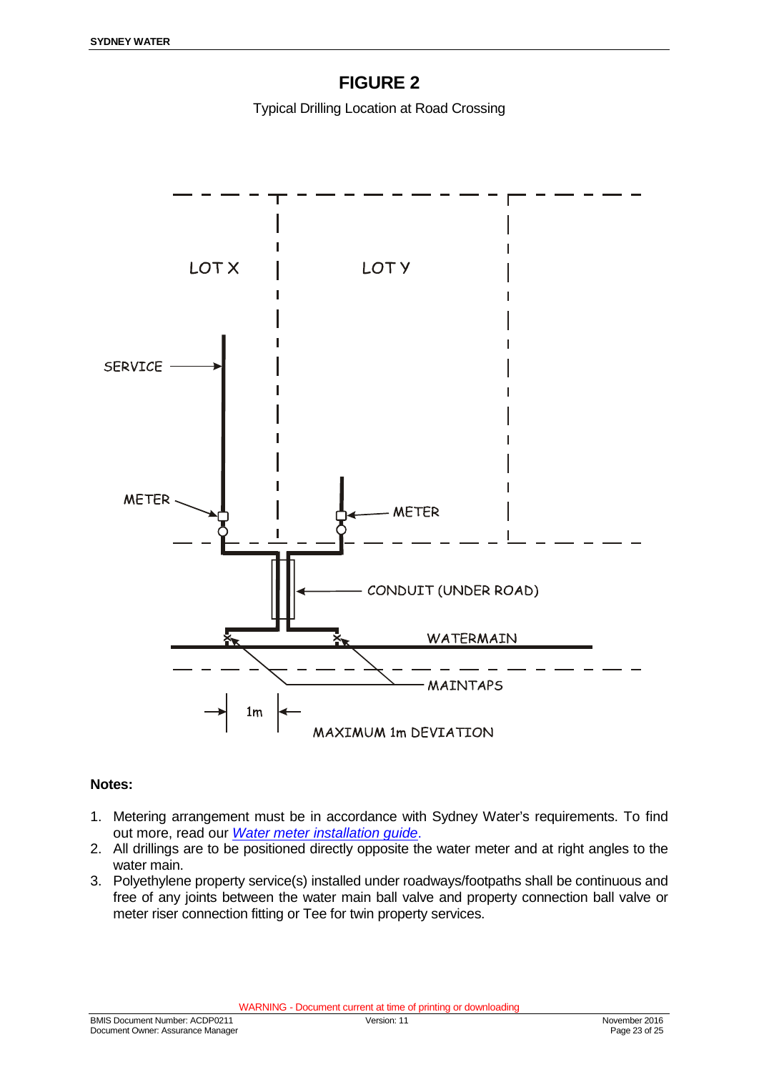# FIGURE 2

Typical Drilling Location at Road Crossing

LOT X

LOT Y

SERVICE

METER

METER

CONDUIT (UNDER ROAD)

WATERMAIN

MAINTAPS

1m

MAXIMUM 1m DEVIATION

**Notes:**

1. Metering arrangement must be in accordance with Sydney Water's requirements. To find out more, read our *Water meter installation guide*.
2. All drillings are to be positioned directly opposite the water meter and at right angles to the water main.
3. Polyethylene property service(s) installed under roadways/footpaths shall be continuous and free of any joints between the water main ball valve and property connection ball valve or meter riser connection fitting or Tee for twin property services.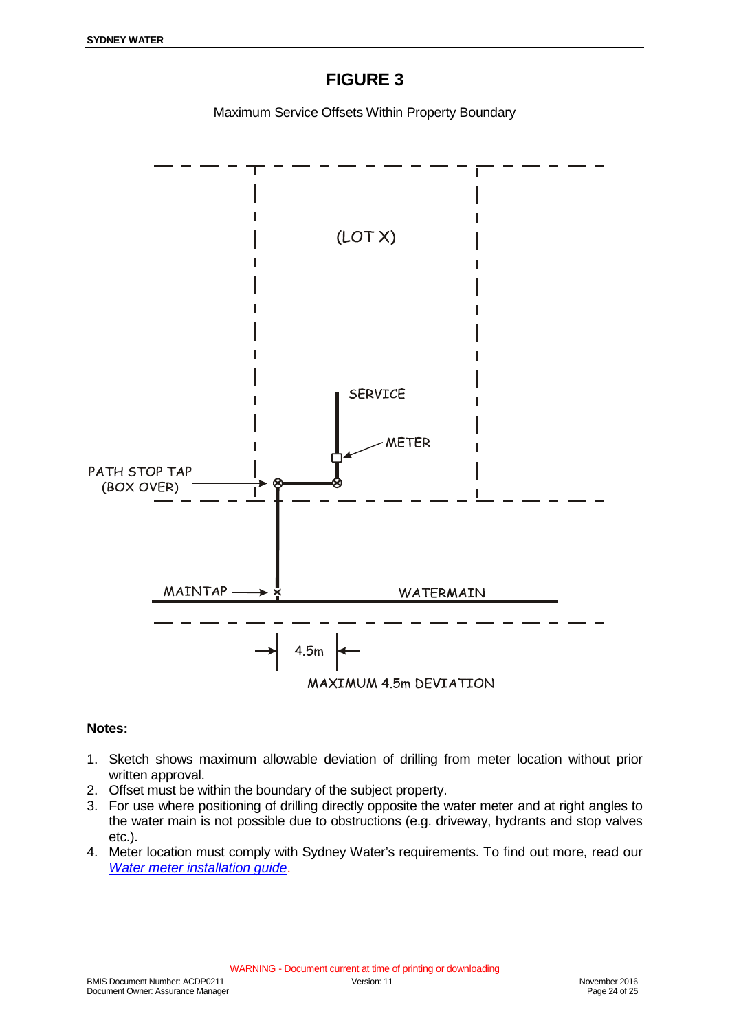# FIGURE 3

Maximum Service Offsets Within Property Boundary

(LOT X)

SERVICE

METER

PATH STOP TAP (BOX OVER)

MAINTAP

WATERMAIN

4.5m

MAXIMUM 4.5m DEVIATION

**Notes:**

1. Sketch shows maximum allowable deviation of drilling from meter location without prior written approval.
2. Offset must be within the boundary of the subject property.
3. For use where positioning of drilling directly opposite the water meter and at right angles to the water main is not possible due to obstructions (e.g. driveway, hydrants and stop valves etc.).
4. Meter location must comply with Sydney Water's requirements. To find out more, read our *Water meter installation guide*.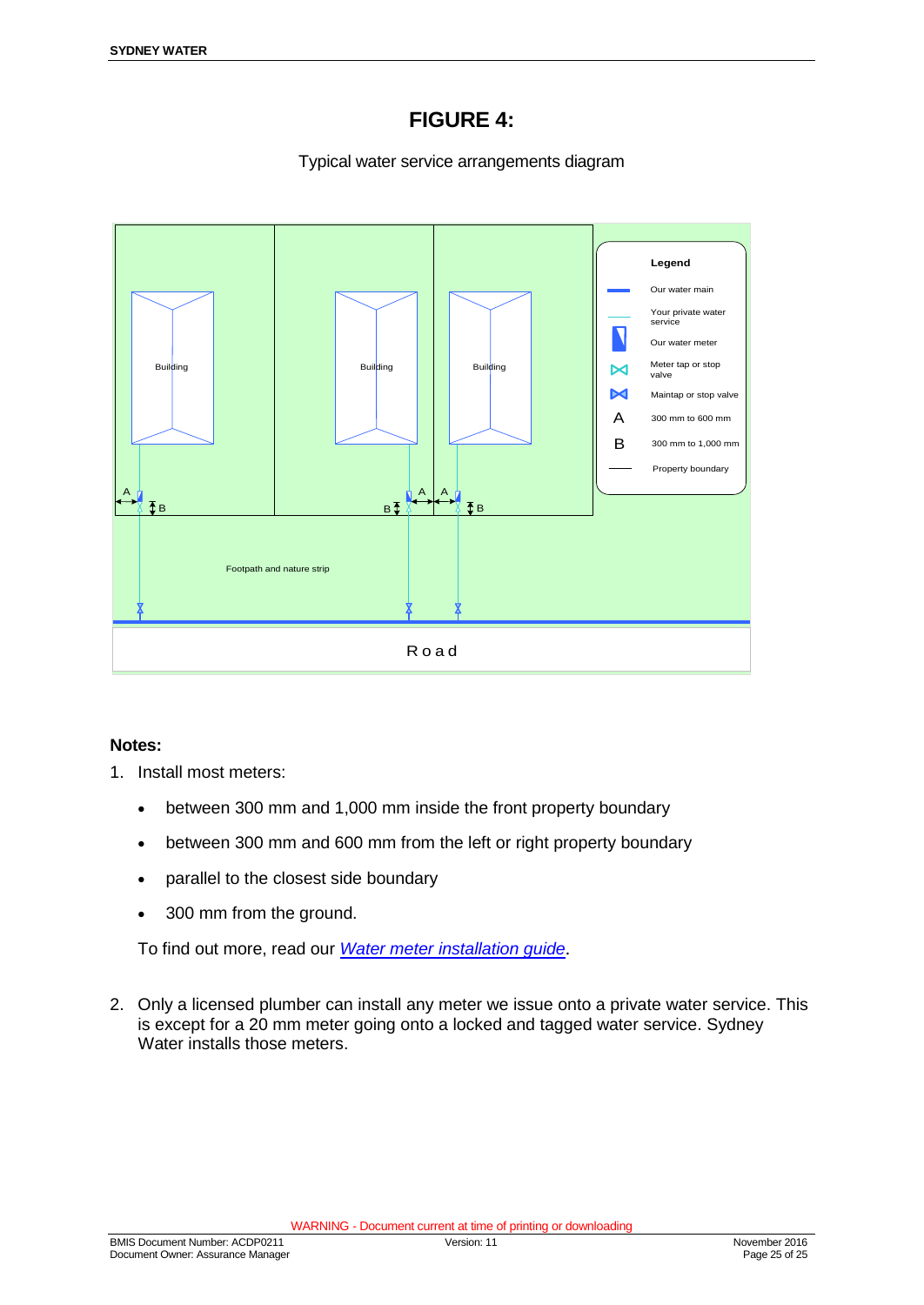# FIGURE 4:

Typical water service arrangements diagram

Legend
Our water main
Your private water service
Our water meter
Meter tap or stop valve
Maintap or stop valve
A 300 mm to 600 mm
B 300 mm to 1,000 mm
Property boundary

Building
Building
Building
A
B
Footpath and nature strip
Road

**Notes:**

1. Install most meters:
   - between 300 mm and 1,000 mm inside the front property boundary
   - between 300 mm and 600 mm from the left or right property boundary
   - parallel to the closest side boundary
   - 300 mm from the ground.

   To find out more, read our *Water meter installation guide*.

2. Only a licensed plumber can install any meter we issue onto a private water service. This is except for a 20 mm meter going onto a locked and tagged water service. Sydney Water installs those meters.